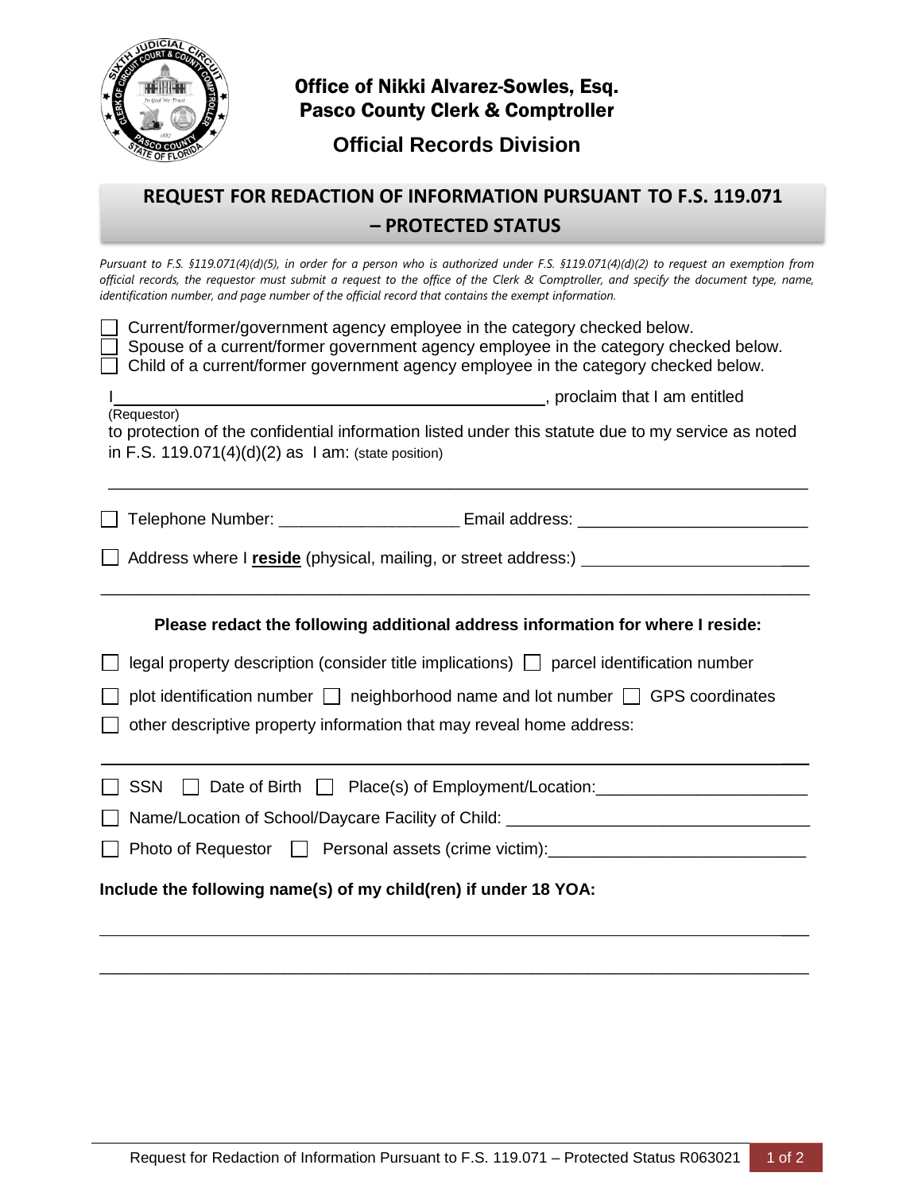## Office of Nikki Alvarez-Sowles, Esq.
## Pasco County Clerk & Comptroller

### Official Records Division

# REQUEST FOR REDACTION OF INFORMATION PURSUANT TO F.S. 119.071 – PROTECTED STATUS

*Pursuant to F.S. §119.071(4)(d)(5), in order for a person who is authorized under F.S. §119.071(4)(d)(2) to request an exemption from official records, the requestor must submit a request to the office of the Clerk & Comptroller, and specify the document type, name, identification number, and page number of the official record that contains the exempt information.*

☐ Current/former/government agency employee in the category checked below.
☐ Spouse of a current/former government agency employee in the category checked below.
☐ Child of a current/former government agency employee in the category checked below.

I_____________________________________________, proclaim that I am entitled
(Requestor)
to protection of the confidential information listed under this statute due to my service as noted in F.S. 119.071(4)(d)(2) as I am: (state position)

_____________________________________________________________________________

☐ Telephone Number: ____________________ Email address: _________________________

☐ Address where I **reside** (physical, mailing, or street address:) ________________________

_____________________________________________________________________________

**Please redact the following additional address information for where I reside:**

☐ legal property description (consider title implications) ☐ parcel identification number

☐ plot identification number ☐ neighborhood name and lot number ☐ GPS coordinates

☐ other descriptive property information that may reveal home address:

_____________________________________________________________________________

☐ SSN ☐ Date of Birth ☐ Place(s) of Employment/Location:______________________

☐ Name/Location of School/Daycare Facility of Child: _________________________________

☐ Photo of Requestor ☐ Personal assets (crime victim):___________________________

**Include the following name(s) of my child(ren) if under 18 YOA:**

_____________________________________________________________________________

_____________________________________________________________________________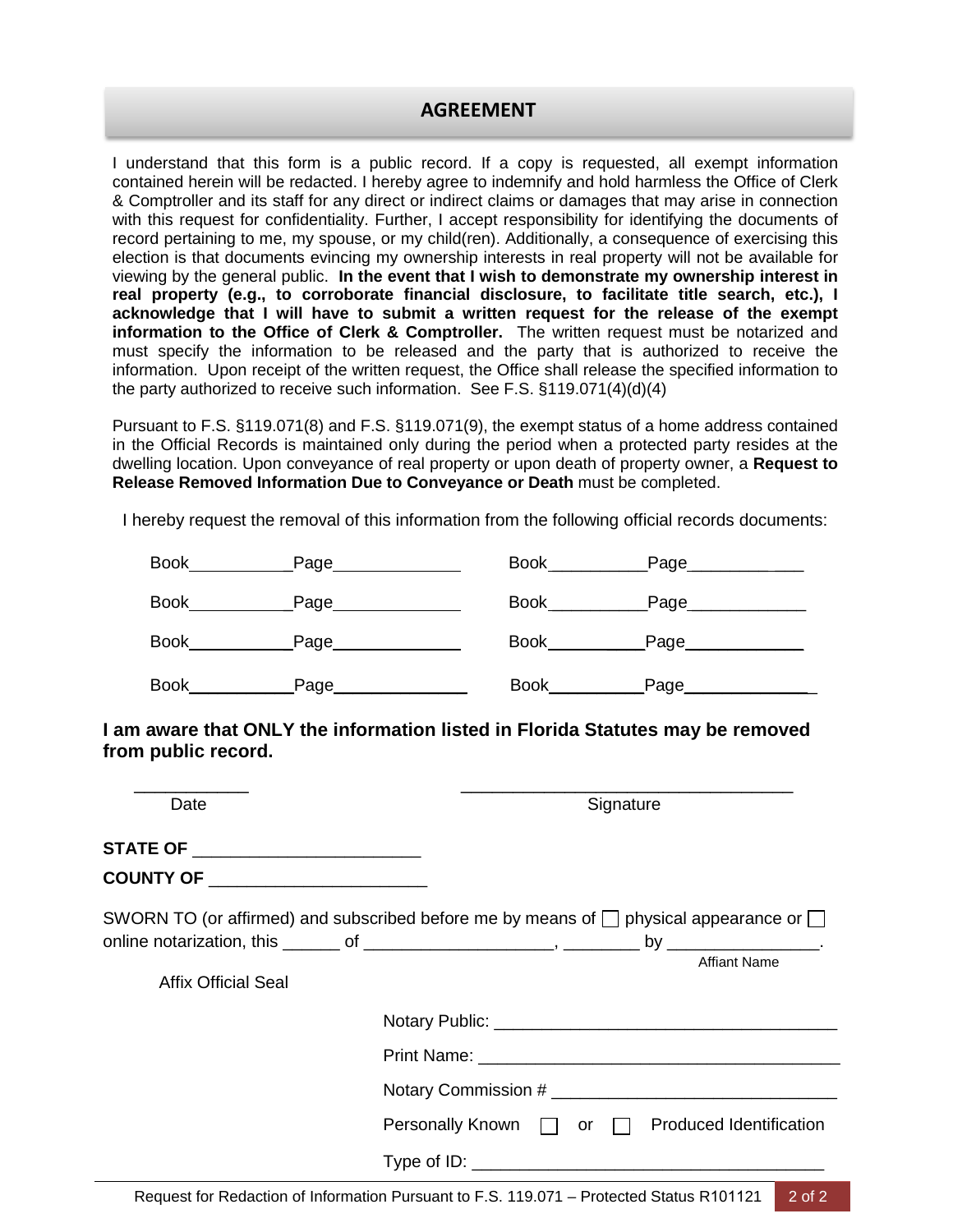## AGREEMENT

I understand that this form is a public record. If a copy is requested, all exempt information contained herein will be redacted. I hereby agree to indemnify and hold harmless the Office of Clerk & Comptroller and its staff for any direct or indirect claims or damages that may arise in connection with this request for confidentiality. Further, I accept responsibility for identifying the documents of record pertaining to me, my spouse, or my child(ren). Additionally, a consequence of exercising this election is that documents evincing my ownership interests in real property will not be available for viewing by the general public. **In the event that I wish to demonstrate my ownership interest in real property (e.g., to corroborate financial disclosure, to facilitate title search, etc.), I acknowledge that I will have to submit a written request for the release of the exempt information to the Office of Clerk & Comptroller.** The written request must be notarized and must specify the information to be released and the party that is authorized to receive the information. Upon receipt of the written request, the Office shall release the specified information to the party authorized to receive such information. See F.S. §119.071(4)(d)(4)

Pursuant to F.S. §119.071(8) and F.S. §119.071(9), the exempt status of a home address contained in the Official Records is maintained only during the period when a protected party resides at the dwelling location. Upon conveyance of real property or upon death of property owner, a **Request to Release Removed Information Due to Conveyance or Death** must be completed.

I hereby request the removal of this information from the following official records documents:

Book__________ Page__________ Book__________ Page__________

Book__________ Page__________ Book__________ Page__________

Book__________ Page__________ Book__________ Page__________

Book__________ Page__________ Book__________ Page__________

**I am aware that ONLY the information listed in Florida Statutes may be removed from public record.**

__________ Date

______________________________ Signature

**STATE OF** ____________________

**COUNTY OF** ____________________

SWORN TO (or affirmed) and subscribed before me by means of ☐ physical appearance or ☐ online notarization, this ______ of ________________, ________ by ______________.

Affiant Name

Affix Official Seal

Notary Public: ______________________________

Print Name: ______________________________

Notary Commission # ______________________________

Personally Known ☐ or ☐ Produced Identification

Type of ID: ______________________________

Request for Redaction of Information Pursuant to F.S. 119.071 – Protected Status R101121